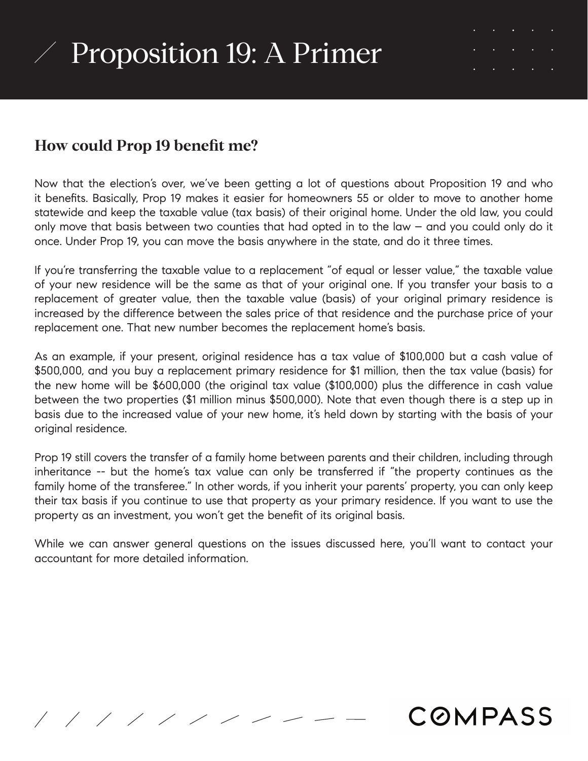# Proposition 19: A Primer

## How could Prop 19 benefit me?

Now that the election's over, we've been getting a lot of questions about Proposition 19 and who it benefits. Basically, Prop 19 makes it easier for homeowners 55 or older to move to another home statewide and keep the taxable value (tax basis) of their original home. Under the old law, you could only move that basis between two counties that had opted in to the law – and you could only do it once. Under Prop 19, you can move the basis anywhere in the state, and do it three times.

If you're transferring the taxable value to a replacement "of equal or lesser value," the taxable value of your new residence will be the same as that of your original one. If you transfer your basis to a replacement of greater value, then the taxable value (basis) of your original primary residence is increased by the difference between the sales price of that residence and the purchase price of your replacement one. That new number becomes the replacement home's basis.

As an example, if your present, original residence has a tax value of $100,000 but a cash value of $500,000, and you buy a replacement primary residence for $1 million, then the tax value (basis) for the new home will be $600,000 (the original tax value ($100,000) plus the difference in cash value between the two properties ($1 million minus $500,000). Note that even though there is a step up in basis due to the increased value of your new home, it's held down by starting with the basis of your original residence.

Prop 19 still covers the transfer of a family home between parents and their children, including through inheritance -- but the home's tax value can only be transferred if "the property continues as the family home of the transferee." In other words, if you inherit your parents' property, you can only keep their tax basis if you continue to use that property as your primary residence. If you want to use the property as an investment, you won't get the benefit of its original basis.

While we can answer general questions on the issues discussed here, you'll want to contact your accountant for more detailed information.

COMPASS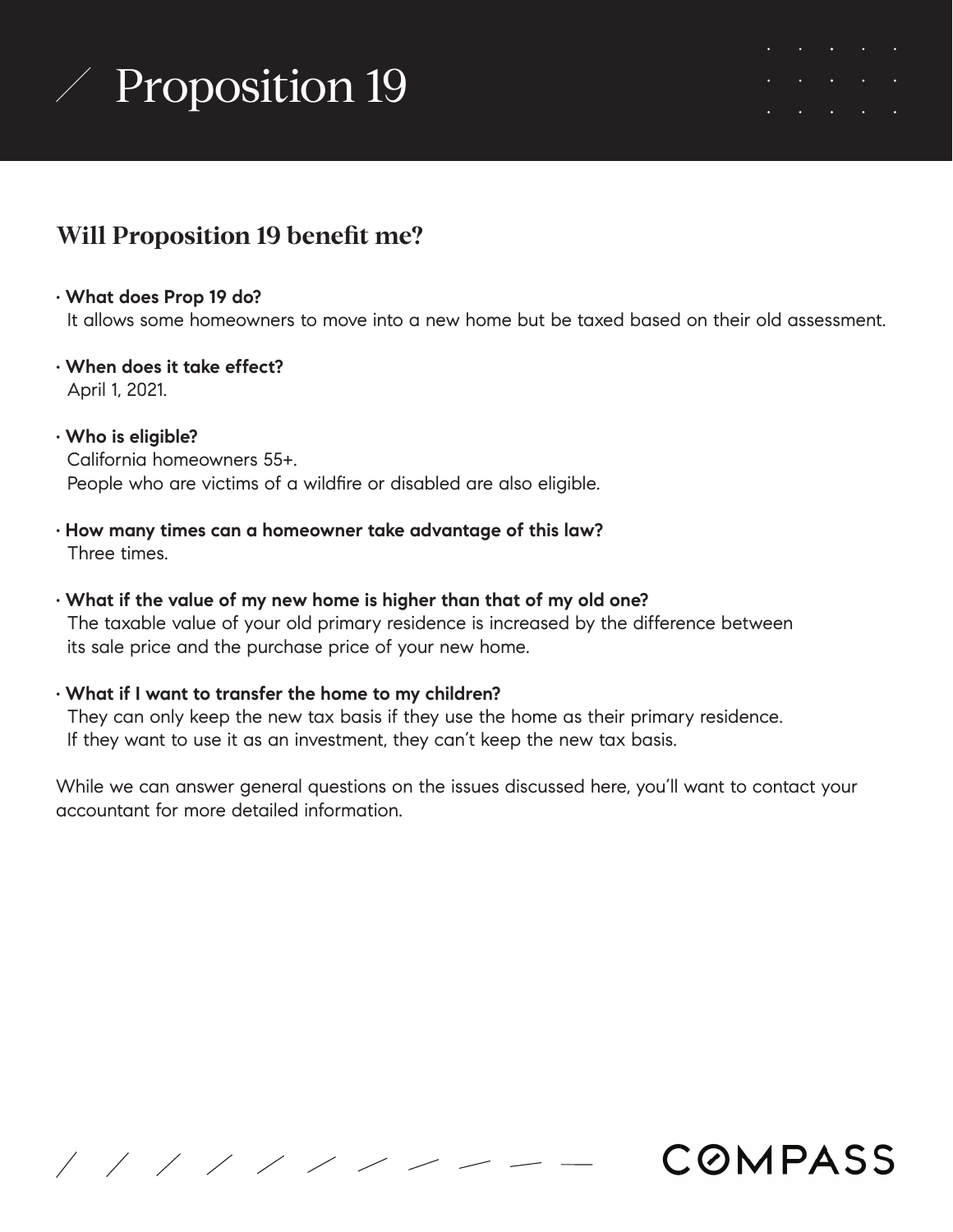# Proposition 19

## Will Proposition 19 benefit me?

- **What does Prop 19 do?**
  It allows some homeowners to move into a new home but be taxed based on their old assessment.
- **When does it take effect?**
  April 1, 2021.
- **Who is eligible?**
  California homeowners 55+.
  People who are victims of a wildfire or disabled are also eligible.
- **How many times can a homeowner take advantage of this law?**
  Three times.
- **What if the value of my new home is higher than that of my old one?**
  The taxable value of your old primary residence is increased by the difference between its sale price and the purchase price of your new home.
- **What if I want to transfer the home to my children?**
  They can only keep the new tax basis if they use the home as their primary residence.
  If they want to use it as an investment, they can't keep the new tax basis.

While we can answer general questions on the issues discussed here, you'll want to contact your accountant for more detailed information.

COMPASS